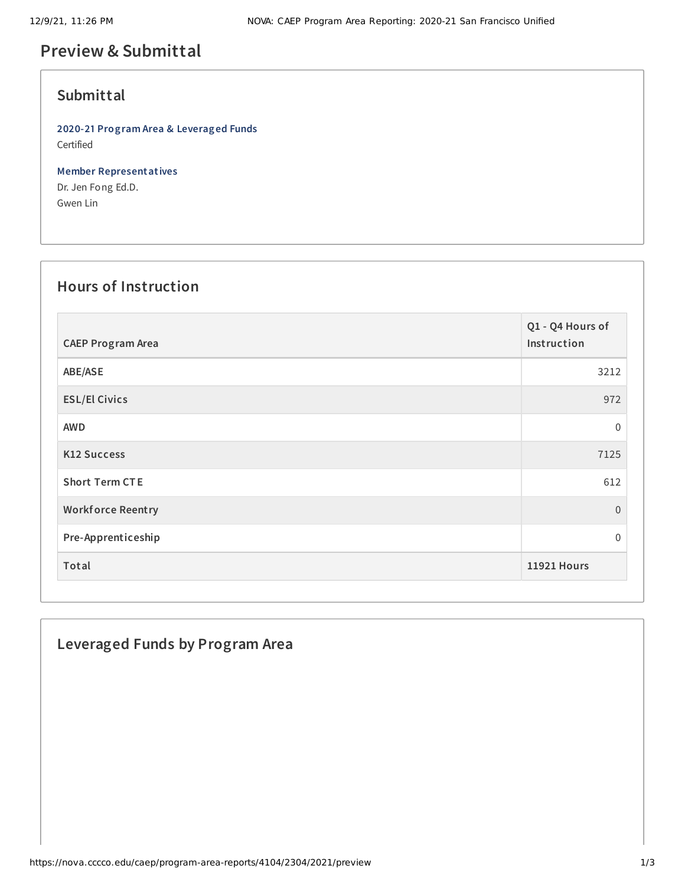# Preview & Submittal

## Submittal

**2020-21 Program Area & Leveraged Funds**
Certified

**Member Representatives**
Dr. Jen Fong Ed.D.
Gwen Lin

## Hours of Instruction

| CAEP Program Area | Q1 - Q4 Hours of Instruction |
|---|---|
| ABE/ASE | 3212 |
| ESL/El Civics | 972 |
| AWD | 0 |
| K12 Success | 7125 |
| Short Term CTE | 612 |
| Workforce Reentry | 0 |
| Pre-Apprenticeship | 0 |
| **Total** | **11921 Hours** |

## Leveraged Funds by Program Area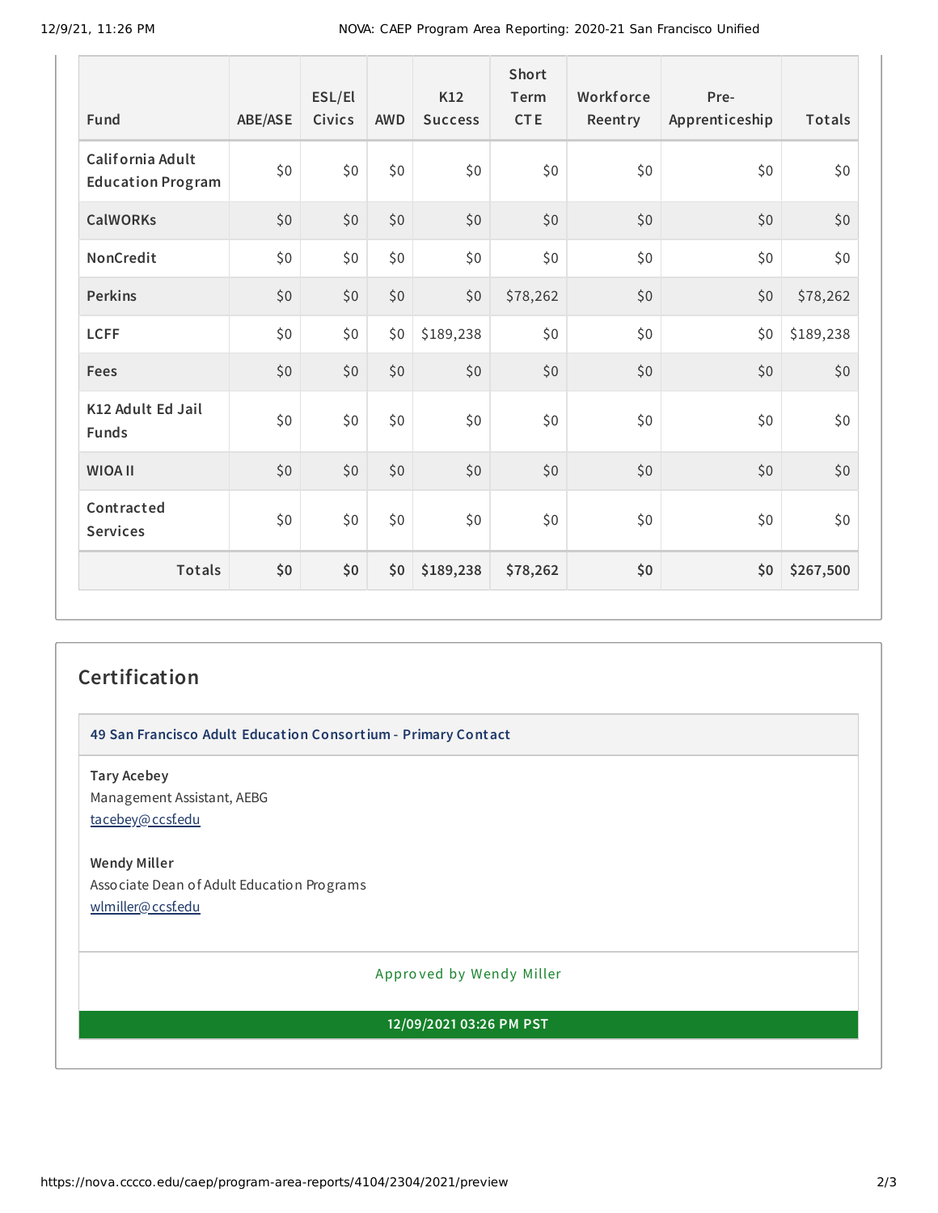| Fund | ABE/ASE | ESL/El Civics | AWD | K12 Success | Short Term CTE | Workforce Reentry | Pre-Apprenticeship | Totals |
|---|---|---|---|---|---|---|---|---|
| California Adult Education Program | $0 | $0 | $0 | $0 | $0 | $0 | $0 | $0 |
| CalWORKs | $0 | $0 | $0 | $0 | $0 | $0 | $0 | $0 |
| NonCredit | $0 | $0 | $0 | $0 | $0 | $0 | $0 | $0 |
| Perkins | $0 | $0 | $0 | $0 | $78,262 | $0 | $0 | $78,262 |
| LCFF | $0 | $0 | $0 | $189,238 | $0 | $0 | $0 | $189,238 |
| Fees | $0 | $0 | $0 | $0 | $0 | $0 | $0 | $0 |
| K12 Adult Ed Jail Funds | $0 | $0 | $0 | $0 | $0 | $0 | $0 | $0 |
| WIOA II | $0 | $0 | $0 | $0 | $0 | $0 | $0 | $0 |
| Contracted Services | $0 | $0 | $0 | $0 | $0 | $0 | $0 | $0 |
| **Totals** | **$0** | **$0** | **$0** | **$189,238** | **$78,262** | **$0** | **$0** | **$267,500** |

## Certification

**49 San Francisco Adult Education Consortium - Primary Contact**

**Tary Acebey**
Management Assistant, AEBG
tacebey@ccsf.edu

**Wendy Miller**
Associate Dean of Adult Education Programs
wlmiller@ccsf.edu

Approved by Wendy Miller

**12/09/2021 03:26 PM PST**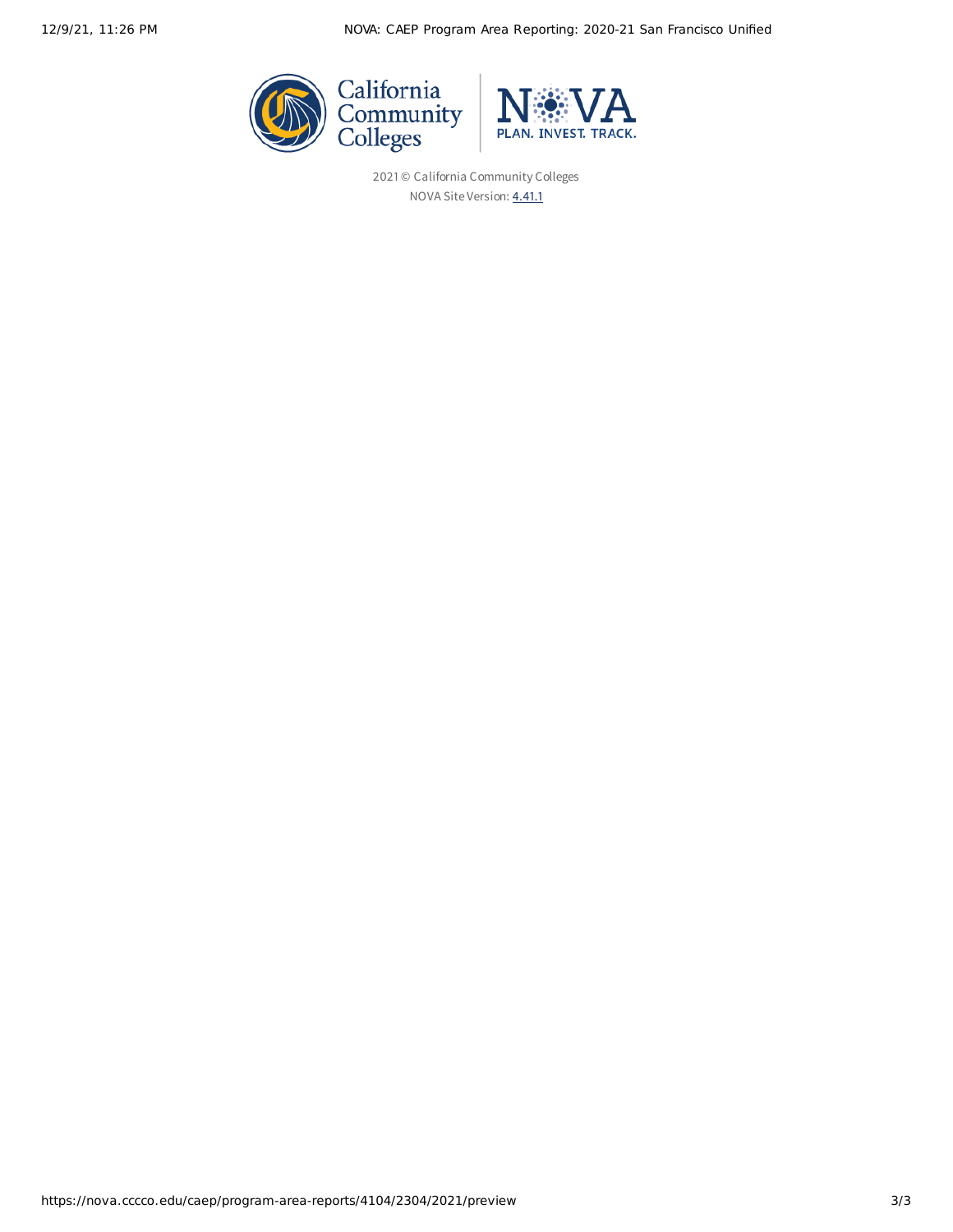2021 © California Community Colleges

NOVA Site Version: 4.41.1